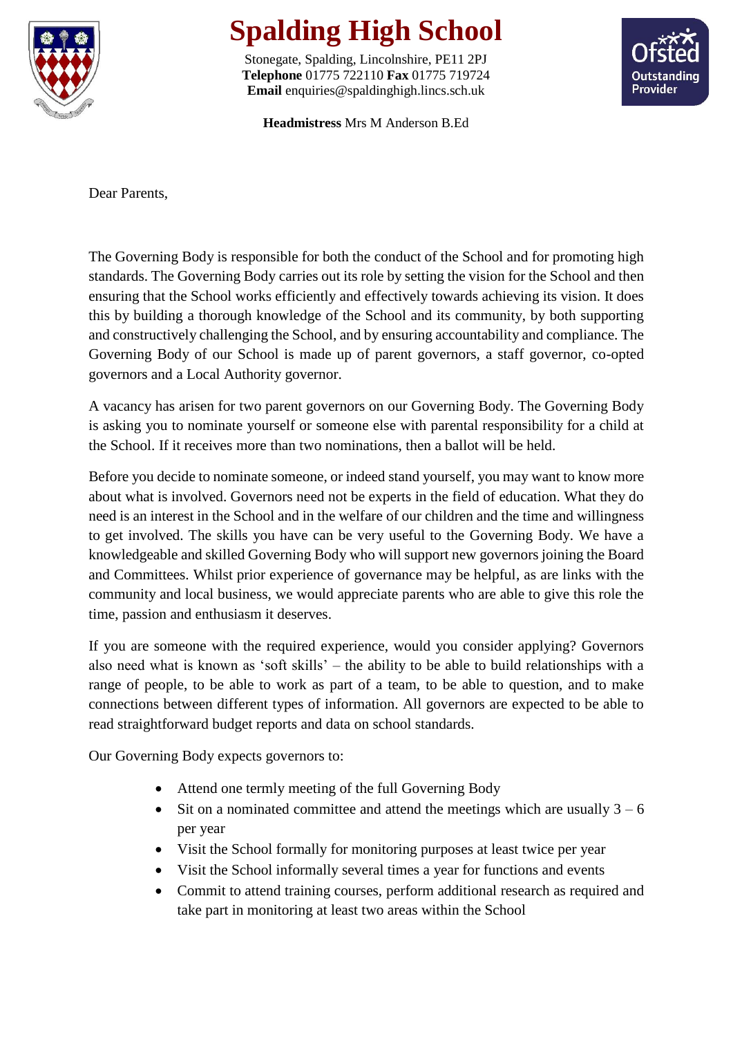# Spalding High School

Stonegate, Spalding, Lincolnshire, PE11 2PJ
**Telephone** 01775 722110 **Fax** 01775 719724
**Email** enquiries@spaldinghigh.lincs.sch.uk

**Headmistress** Mrs M Anderson B.Ed

Dear Parents,

The Governing Body is responsible for both the conduct of the School and for promoting high standards. The Governing Body carries out its role by setting the vision for the School and then ensuring that the School works efficiently and effectively towards achieving its vision. It does this by building a thorough knowledge of the School and its community, by both supporting and constructively challenging the School, and by ensuring accountability and compliance. The Governing Body of our School is made up of parent governors, a staff governor, co-opted governors and a Local Authority governor.

A vacancy has arisen for two parent governors on our Governing Body. The Governing Body is asking you to nominate yourself or someone else with parental responsibility for a child at the School. If it receives more than two nominations, then a ballot will be held.

Before you decide to nominate someone, or indeed stand yourself, you may want to know more about what is involved. Governors need not be experts in the field of education. What they do need is an interest in the School and in the welfare of our children and the time and willingness to get involved. The skills you have can be very useful to the Governing Body. We have a knowledgeable and skilled Governing Body who will support new governors joining the Board and Committees. Whilst prior experience of governance may be helpful, as are links with the community and local business, we would appreciate parents who are able to give this role the time, passion and enthusiasm it deserves.

If you are someone with the required experience, would you consider applying? Governors also need what is known as 'soft skills' – the ability to be able to build relationships with a range of people, to be able to work as part of a team, to be able to question, and to make connections between different types of information. All governors are expected to be able to read straightforward budget reports and data on school standards.

Our Governing Body expects governors to:

- Attend one termly meeting of the full Governing Body
- Sit on a nominated committee and attend the meetings which are usually 3 – 6 per year
- Visit the School formally for monitoring purposes at least twice per year
- Visit the School informally several times a year for functions and events
- Commit to attend training courses, perform additional research as required and take part in monitoring at least two areas within the School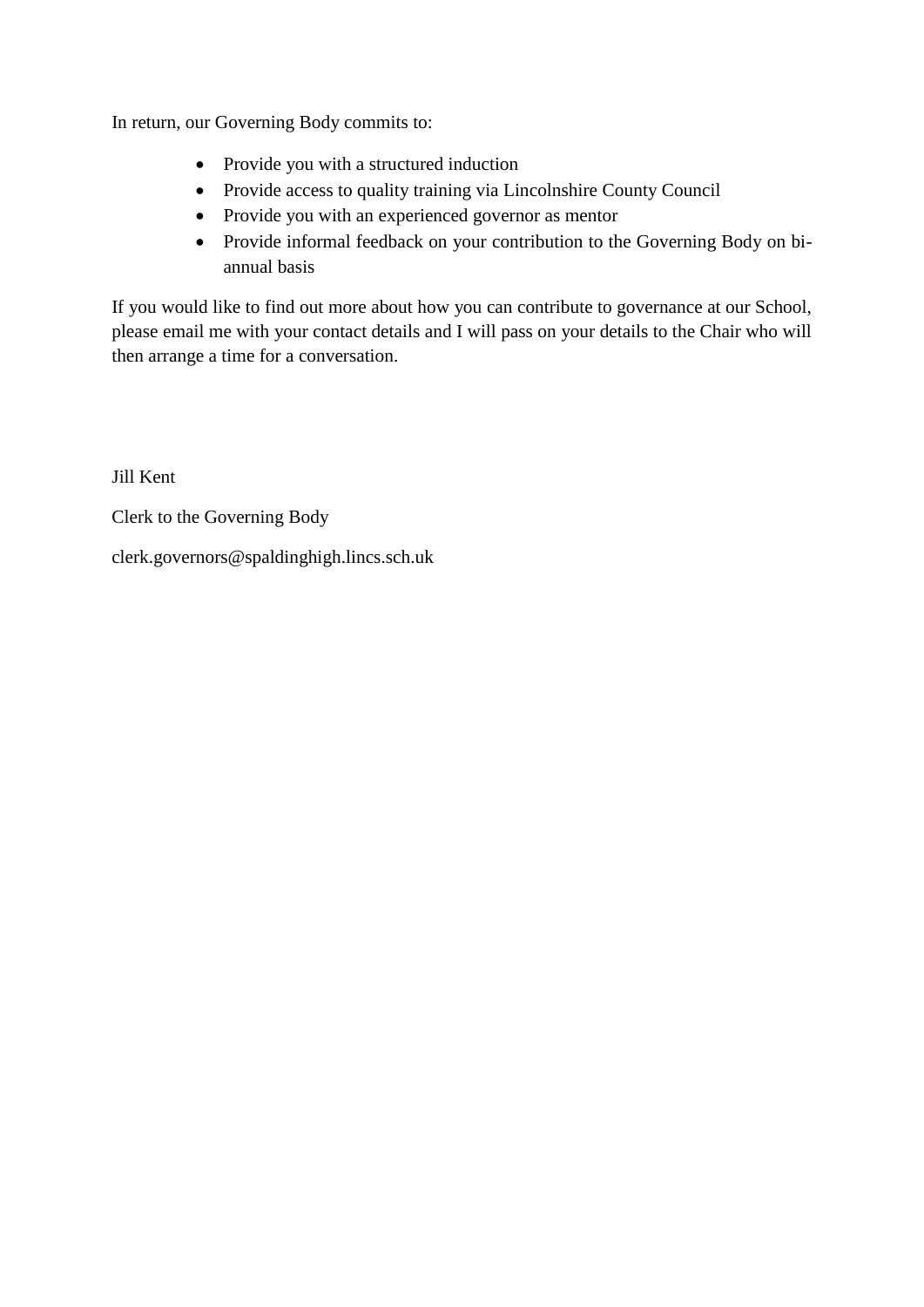In return, our Governing Body commits to:

- Provide you with a structured induction
- Provide access to quality training via Lincolnshire County Council
- Provide you with an experienced governor as mentor
- Provide informal feedback on your contribution to the Governing Body on bi-annual basis

If you would like to find out more about how you can contribute to governance at our School, please email me with your contact details and I will pass on your details to the Chair who will then arrange a time for a conversation.

Jill Kent

Clerk to the Governing Body

clerk.governors@spaldinghigh.lincs.sch.uk